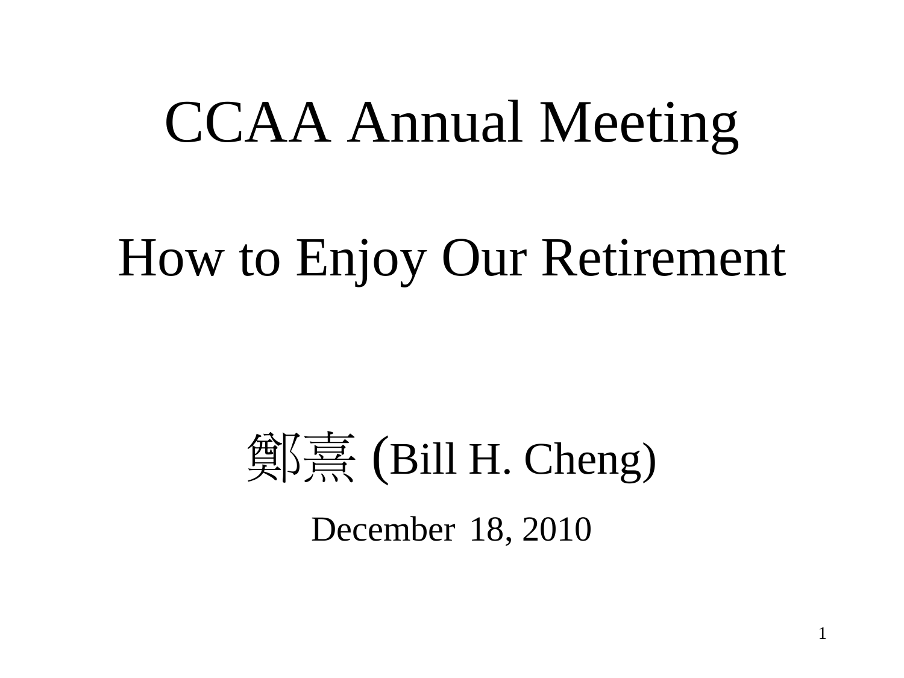# CCAA Annual Meeting

## How to Enjoy Our Retirement

鄭熹 (Bill H. Cheng)

December 18, 2010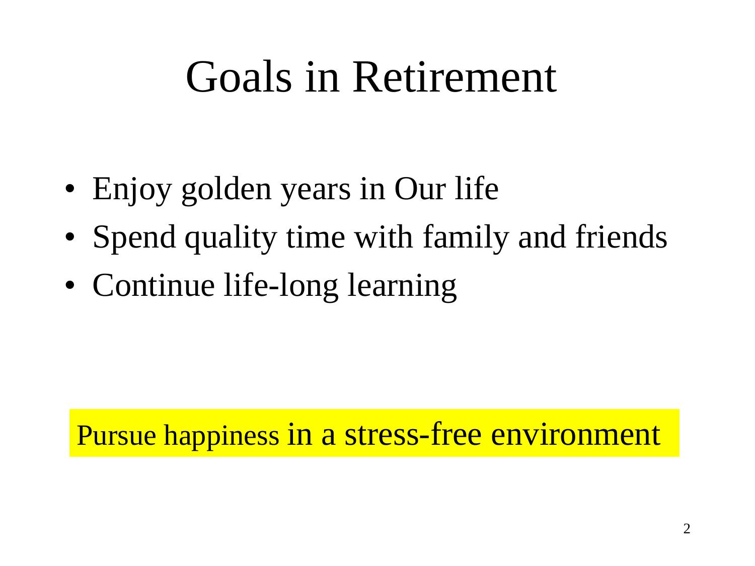# Goals in Retirement

- Enjoy golden years in Our life
- Spend quality time with family and friends
- Continue life-long learning

Pursue happiness in a stress-free environment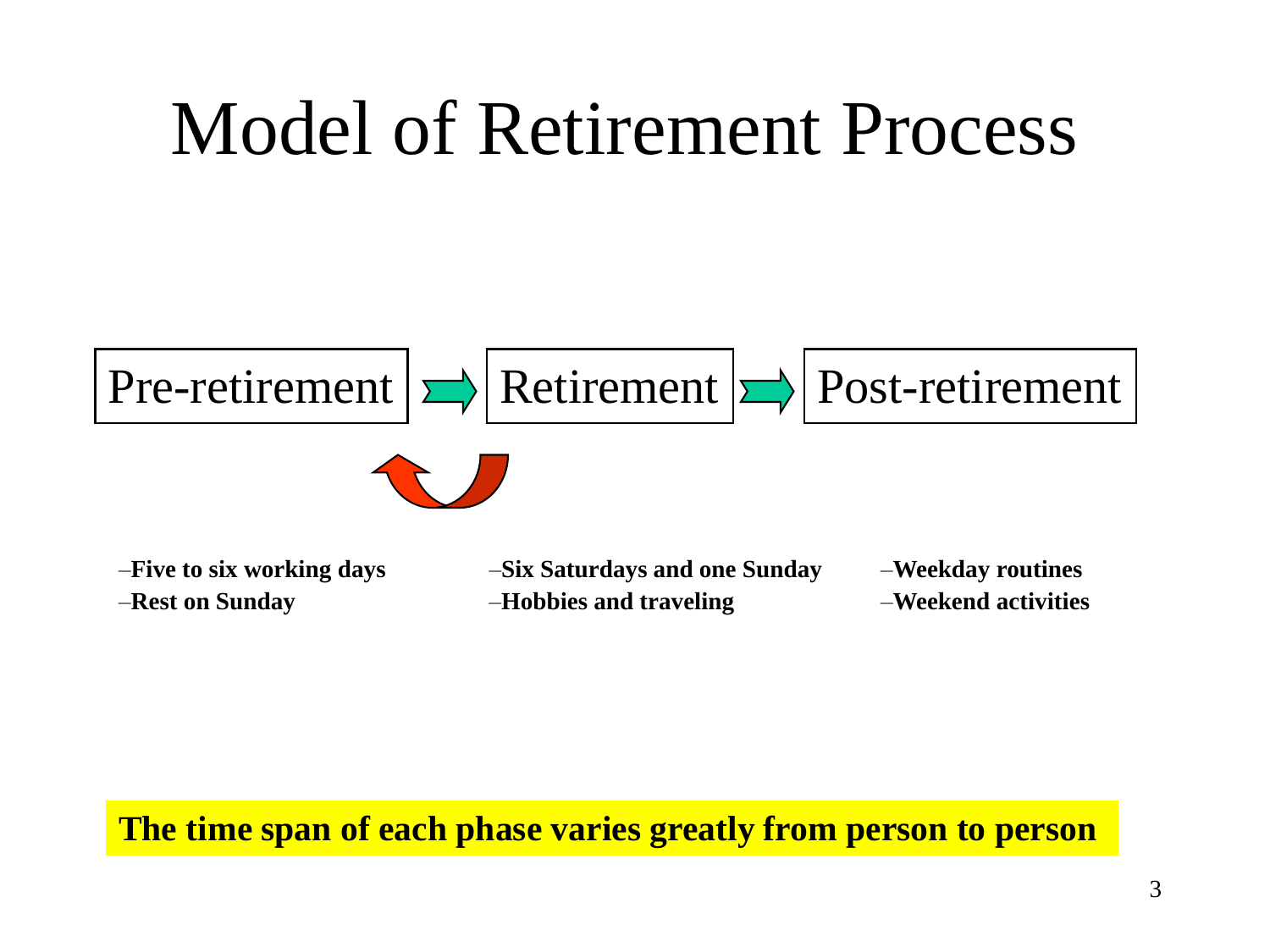# Model of Retirement Process

Pre-retirement → Retirement → Post-retirement

- –**Five to six working days**
- –**Rest on Sunday**

- –**Six Saturdays and one Sunday**
- –**Hobbies and traveling**

- –**Weekday routines**
- –**Weekend activities**

**The time span of each phase varies greatly from person to person**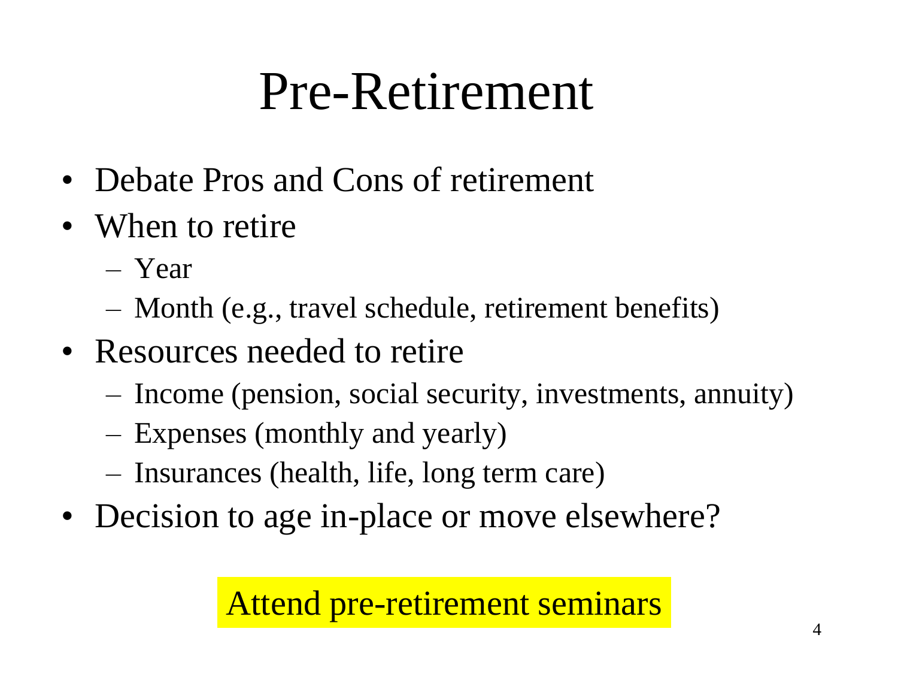# Pre-Retirement

- Debate Pros and Cons of retirement
- When to retire
  - Year
  - Month (e.g., travel schedule, retirement benefits)
- Resources needed to retire
  - Income (pension, social security, investments, annuity)
  - Expenses (monthly and yearly)
  - Insurances (health, life, long term care)
- Decision to age in-place or move elsewhere?

Attend pre-retirement seminars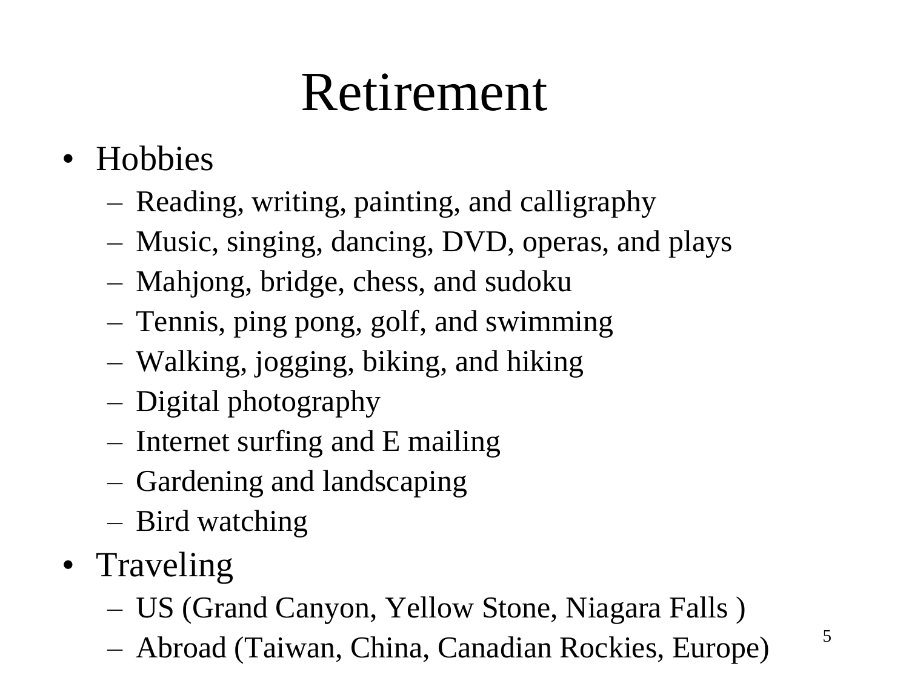# Retirement

- Hobbies
  - Reading, writing, painting, and calligraphy
  - Music, singing, dancing, DVD, operas, and plays
  - Mahjong, bridge, chess, and sudoku
  - Tennis, ping pong, golf, and swimming
  - Walking, jogging, biking, and hiking
  - Digital photography
  - Internet surfing and E mailing
  - Gardening and landscaping
  - Bird watching
- Traveling
  - US (Grand Canyon, Yellow Stone, Niagara Falls )
  - Abroad (Taiwan, China, Canadian Rockies, Europe)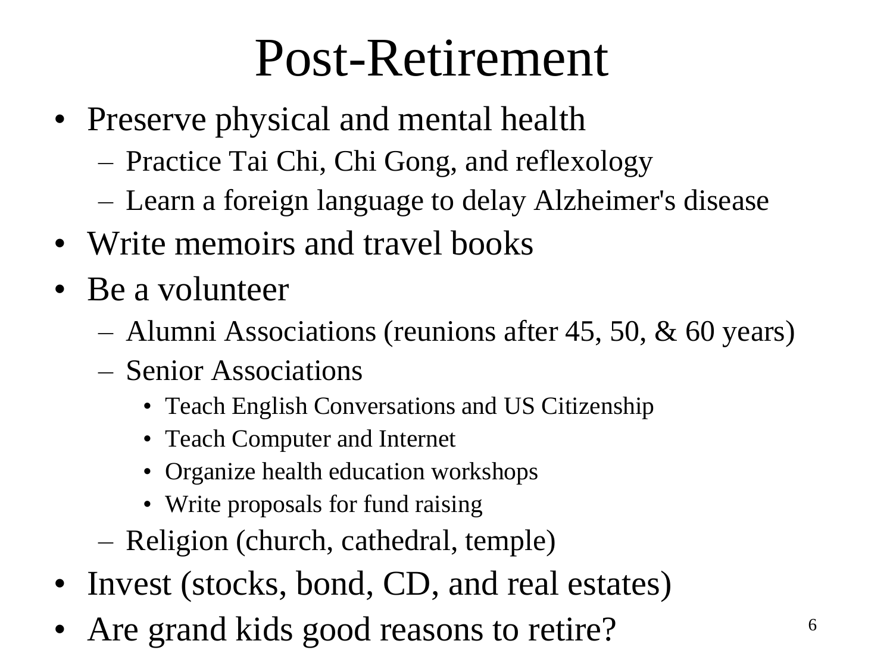# Post-Retirement

- Preserve physical and mental health
  - Practice Tai Chi, Chi Gong, and reflexology
  - Learn a foreign language to delay Alzheimer's disease
- Write memoirs and travel books
- Be a volunteer
  - Alumni Associations (reunions after 45, 50, & 60 years)
  - Senior Associations
    - Teach English Conversations and US Citizenship
    - Teach Computer and Internet
    - Organize health education workshops
    - Write proposals for fund raising
  - Religion (church, cathedral, temple)
- Invest (stocks, bond, CD, and real estates)
- Are grand kids good reasons to retire?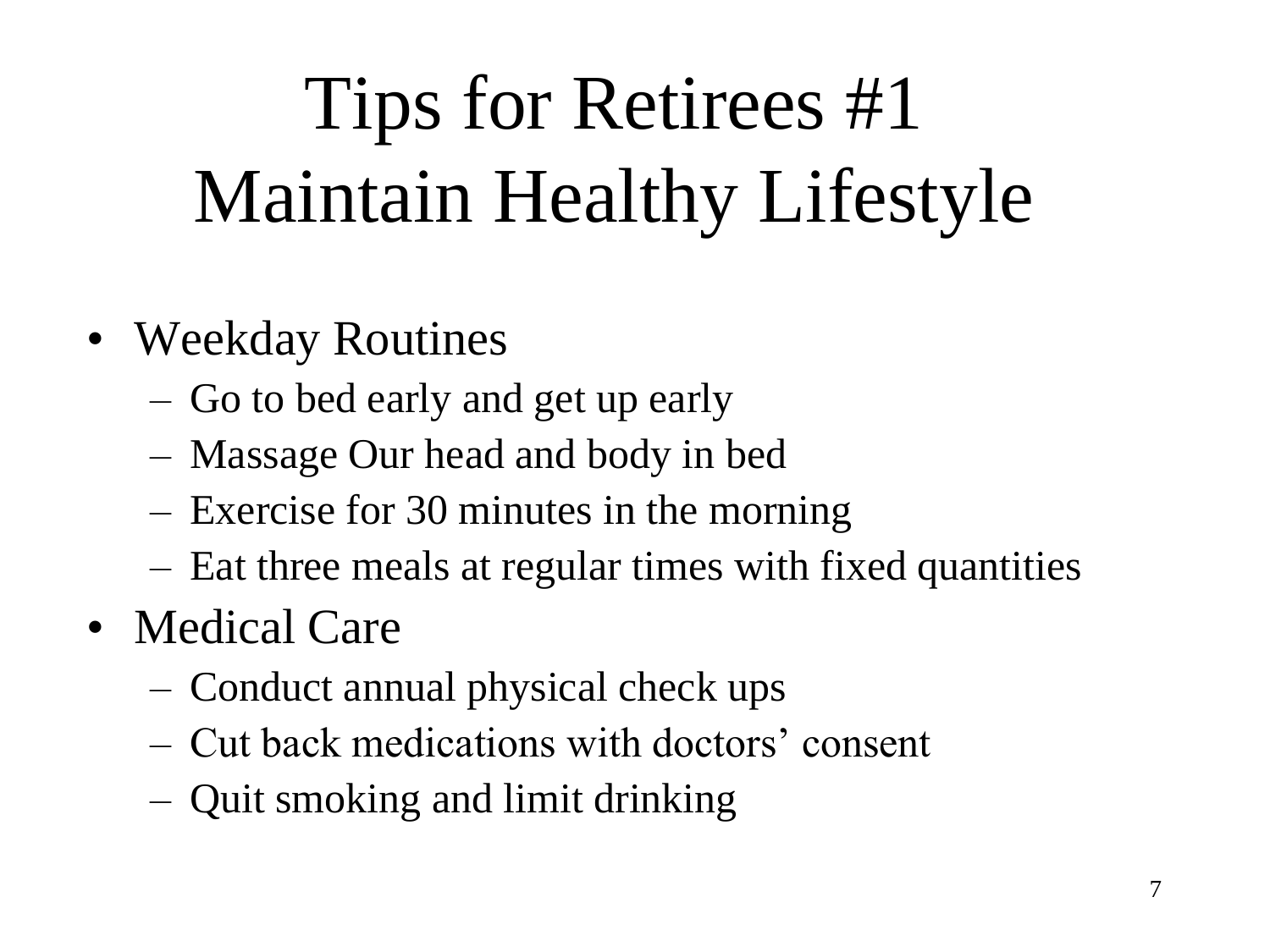# Tips for Retirees #1 Maintain Healthy Lifestyle

- Weekday Routines
  - Go to bed early and get up early
  - Massage Our head and body in bed
  - Exercise for 30 minutes in the morning
  - Eat three meals at regular times with fixed quantities
- Medical Care
  - Conduct annual physical check ups
  - Cut back medications with doctors' consent
  - Quit smoking and limit drinking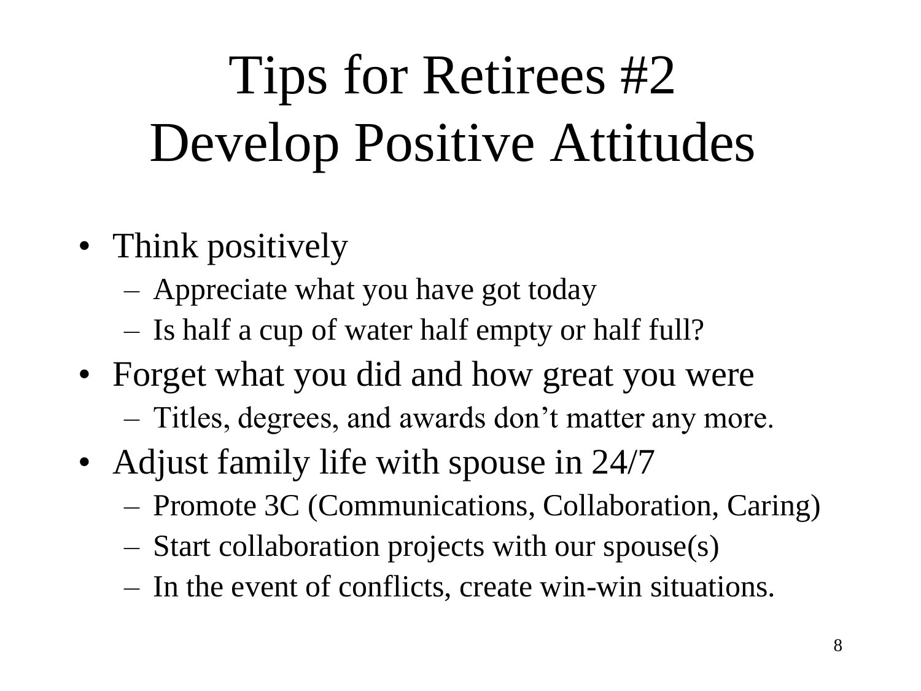# Tips for Retirees #2
# Develop Positive Attitudes

- Think positively
  - Appreciate what you have got today
  - Is half a cup of water half empty or half full?
- Forget what you did and how great you were
  - Titles, degrees, and awards don't matter any more.
- Adjust family life with spouse in 24/7
  - Promote 3C (Communications, Collaboration, Caring)
  - Start collaboration projects with our spouse(s)
  - In the event of conflicts, create win-win situations.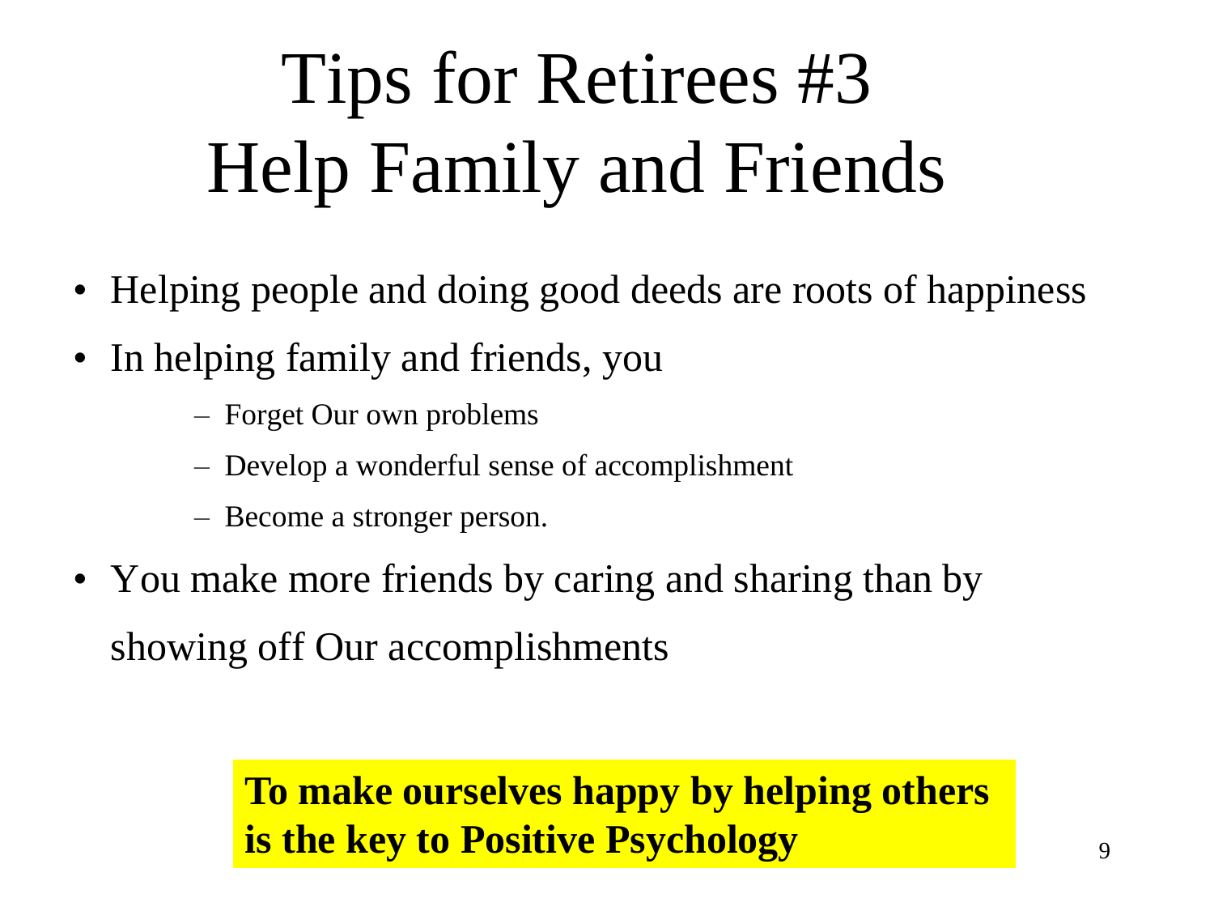# Tips for Retirees #3
# Help Family and Friends

- Helping people and doing good deeds are roots of happiness
- In helping family and friends, you
  - Forget Our own problems
  - Develop a wonderful sense of accomplishment
  - Become a stronger person.
- You make more friends by caring and sharing than by showing off Our accomplishments

**To make ourselves happy by helping others is the key to Positive Psychology**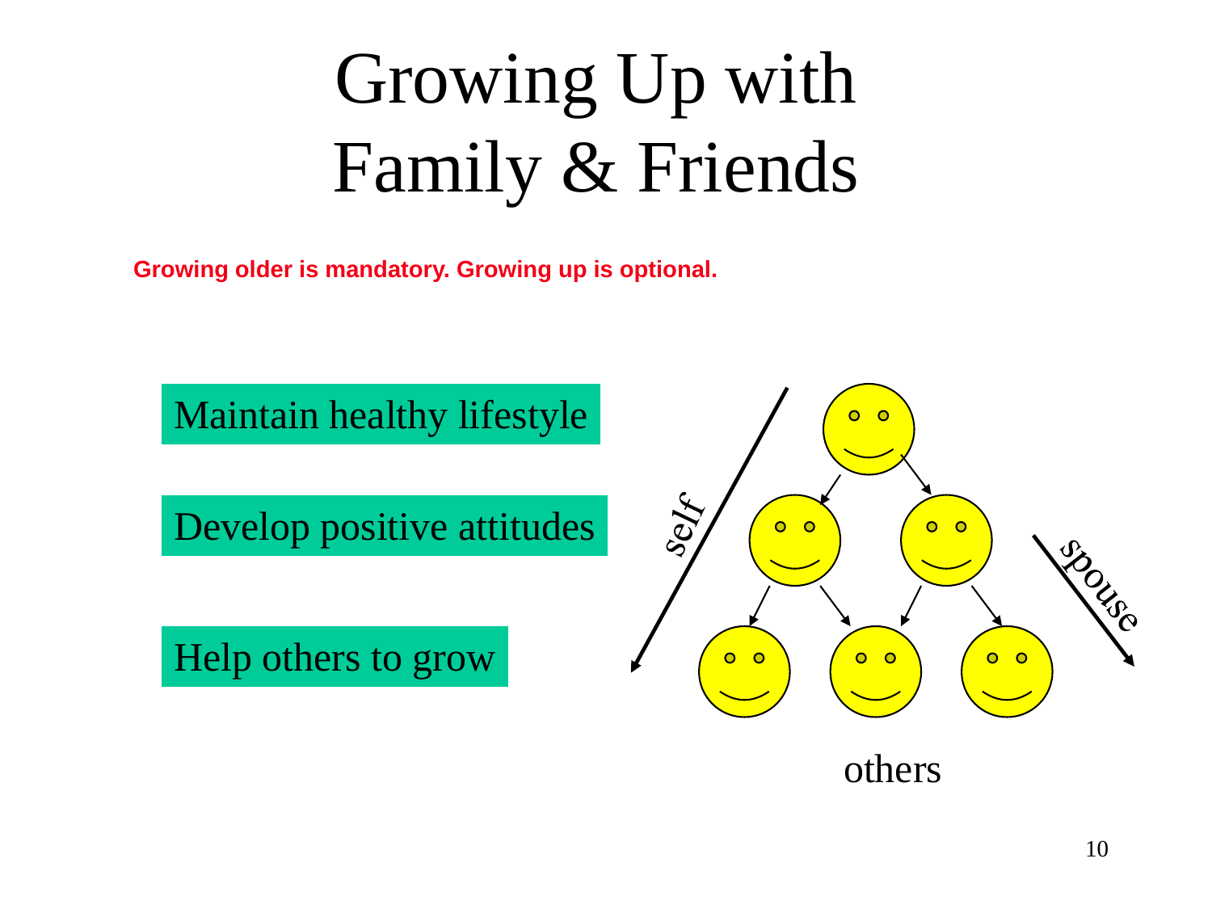# Growing Up with Family & Friends

**Growing older is mandatory. Growing up is optional.**

Maintain healthy lifestyle

Develop positive attitudes

Help others to grow

self

spouse

others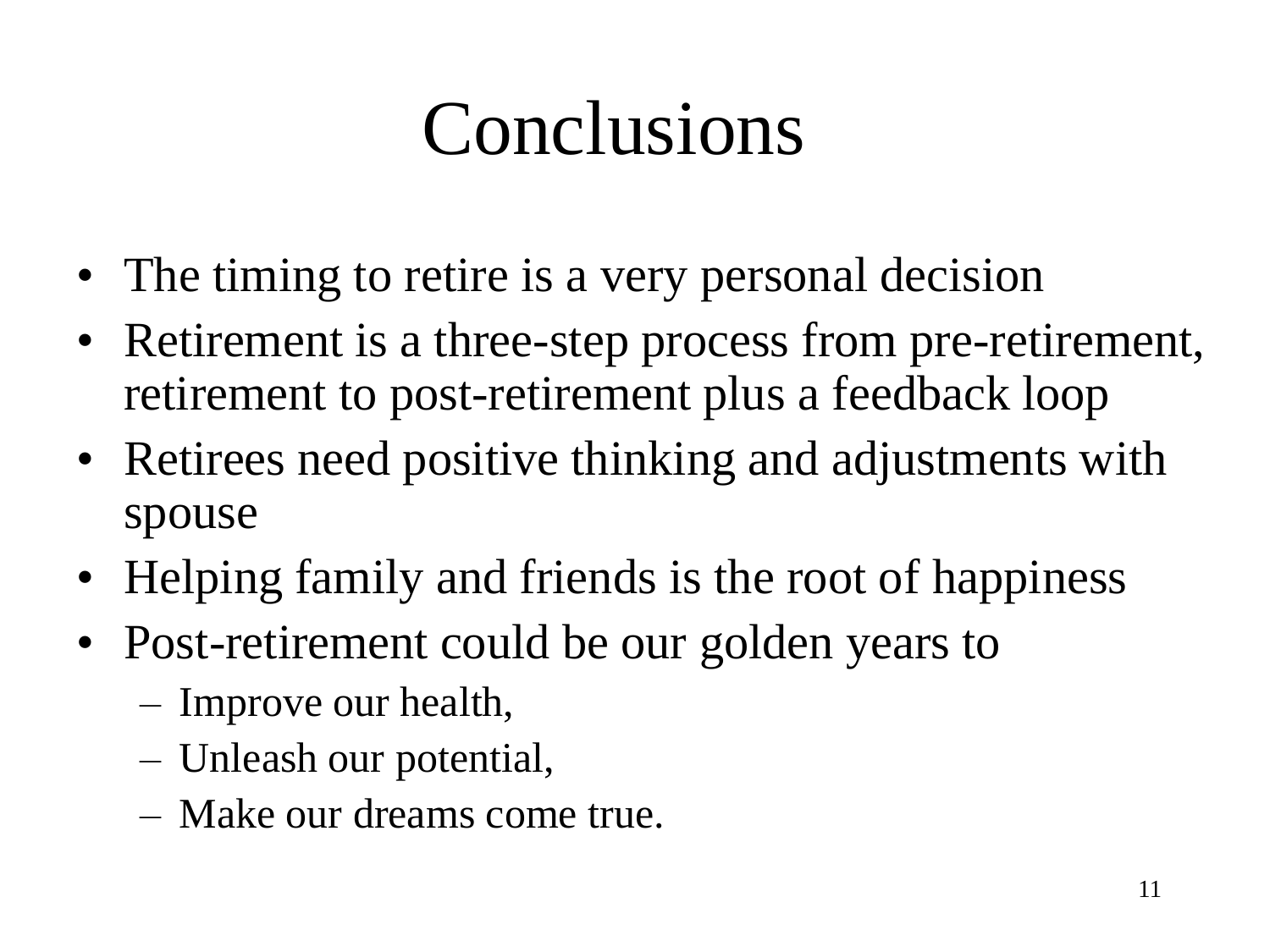# Conclusions

- The timing to retire is a very personal decision
- Retirement is a three-step process from pre-retirement, retirement to post-retirement plus a feedback loop
- Retirees need positive thinking and adjustments with spouse
- Helping family and friends is the root of happiness
- Post-retirement could be our golden years to
  - Improve our health,
  - Unleash our potential,
  - Make our dreams come true.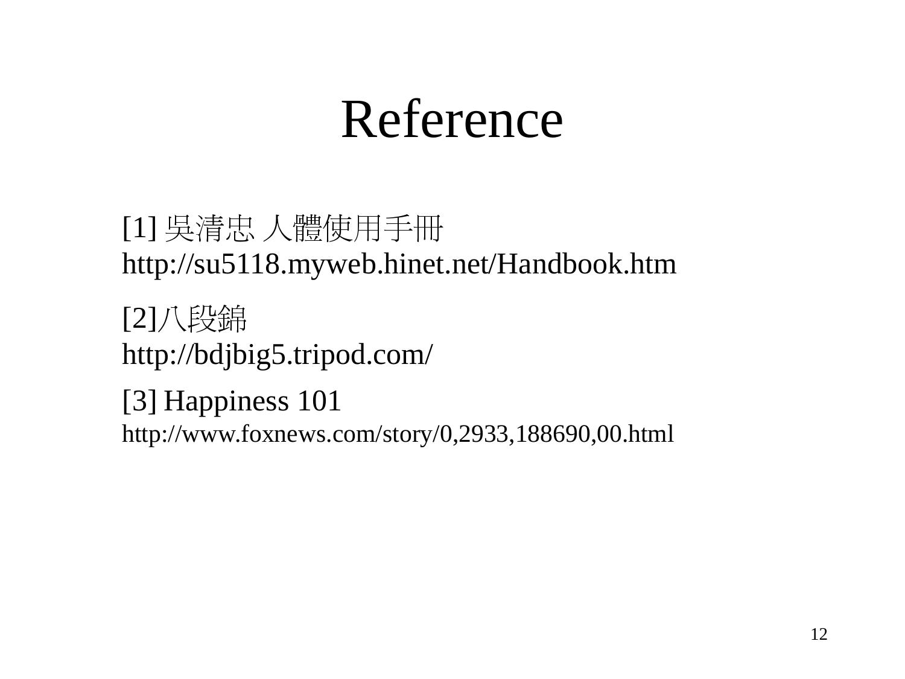# Reference

[1] 吳清忠 人體使用手冊
http://su5118.myweb.hinet.net/Handbook.htm

[2]八段錦
http://bdjbig5.tripod.com/

[3] Happiness 101
http://www.foxnews.com/story/0,2933,188690,00.html